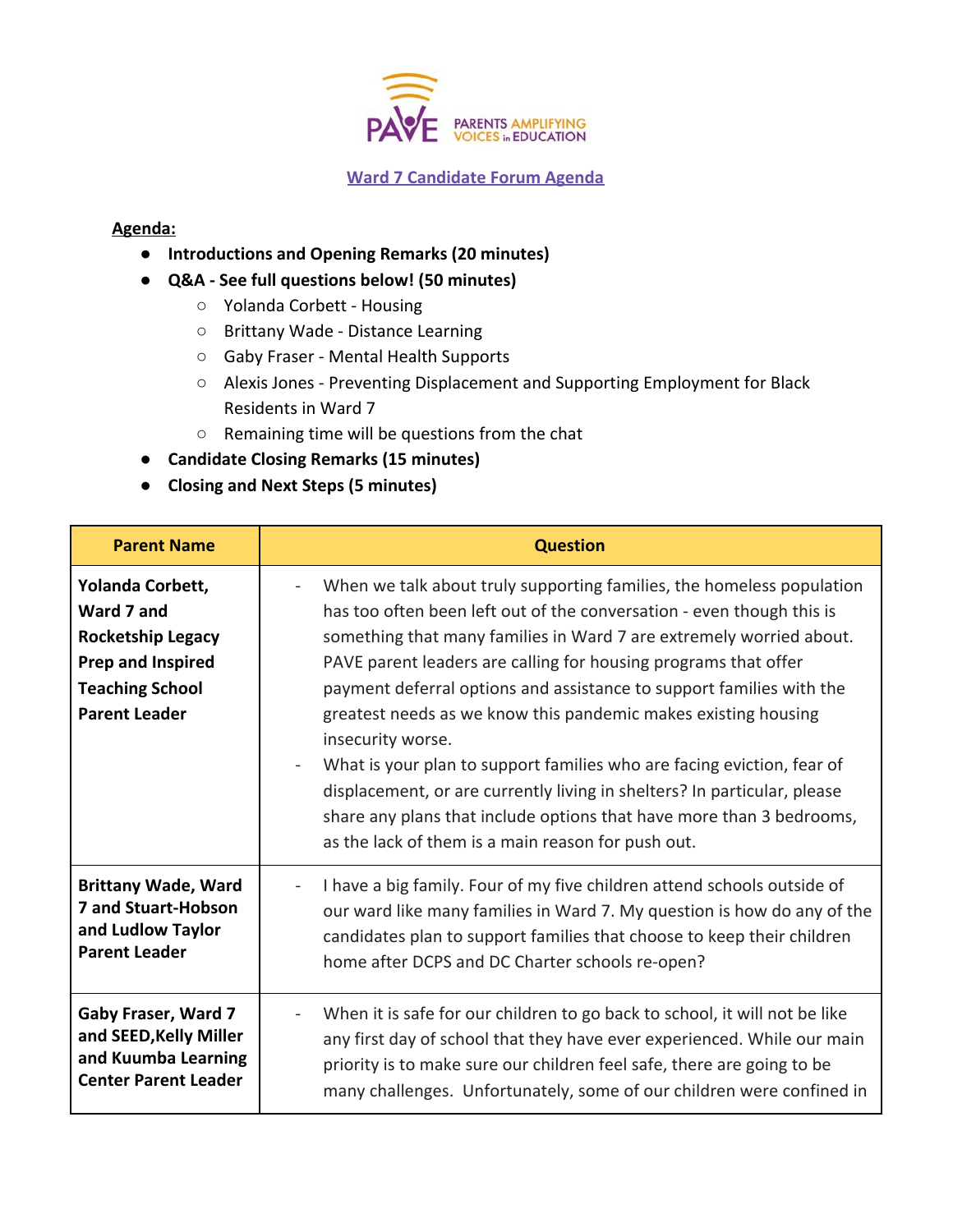PAVE PARENTS AMPLIFYING VOICES in EDUCATION

# Ward 7 Candidate Forum Agenda

**Agenda:**

- **Introductions and Opening Remarks (20 minutes)**
- **Q&A - See full questions below! (50 minutes)**
  - Yolanda Corbett - Housing
  - Brittany Wade - Distance Learning
  - Gaby Fraser - Mental Health Supports
  - Alexis Jones - Preventing Displacement and Supporting Employment for Black Residents in Ward 7
  - Remaining time will be questions from the chat
- **Candidate Closing Remarks (15 minutes)**
- **Closing and Next Steps (5 minutes)**

| Parent Name | Question |
|---|---|
| **Yolanda Corbett, Ward 7 and Rocketship Legacy Prep and Inspired Teaching School Parent Leader** | - When we talk about truly supporting families, the homeless population has too often been left out of the conversation - even though this is something that many families in Ward 7 are extremely worried about. PAVE parent leaders are calling for housing programs that offer payment deferral options and assistance to support families with the greatest needs as we know this pandemic makes existing housing insecurity worse. <br> - What is your plan to support families who are facing eviction, fear of displacement, or are currently living in shelters? In particular, please share any plans that include options that have more than 3 bedrooms, as the lack of them is a main reason for push out. |
| **Brittany Wade, Ward 7 and Stuart-Hobson and Ludlow Taylor Parent Leader** | - I have a big family. Four of my five children attend schools outside of our ward like many families in Ward 7. My question is how do any of the candidates plan to support families that choose to keep their children home after DCPS and DC Charter schools re-open? |
| **Gaby Fraser, Ward 7 and SEED,Kelly Miller and Kuumba Learning Center Parent Leader** | - When it is safe for our children to go back to school, it will not be like any first day of school that they have ever experienced. While our main priority is to make sure our children feel safe, there are going to be many challenges. Unfortunately, some of our children were confined in |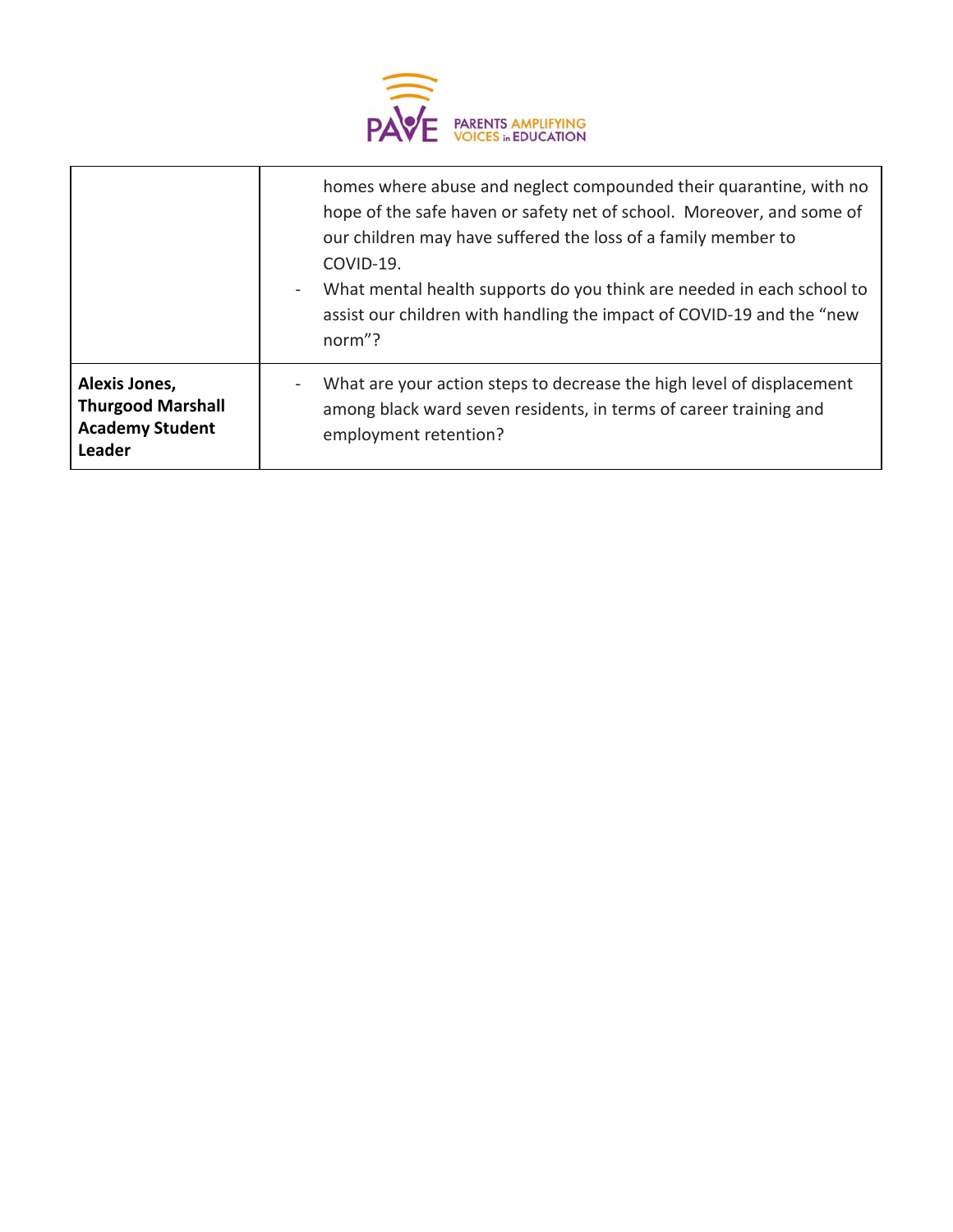| | |
|---|---|
| | homes where abuse and neglect compounded their quarantine, with no hope of the safe haven or safety net of school. Moreover, and some of our children may have suffered the loss of a family member to COVID-19.<br>- What mental health supports do you think are needed in each school to assist our children with handling the impact of COVID-19 and the "new norm"? |
| **Alexis Jones, Thurgood Marshall Academy Student Leader** | - What are your action steps to decrease the high level of displacement among black ward seven residents, in terms of career training and employment retention? |